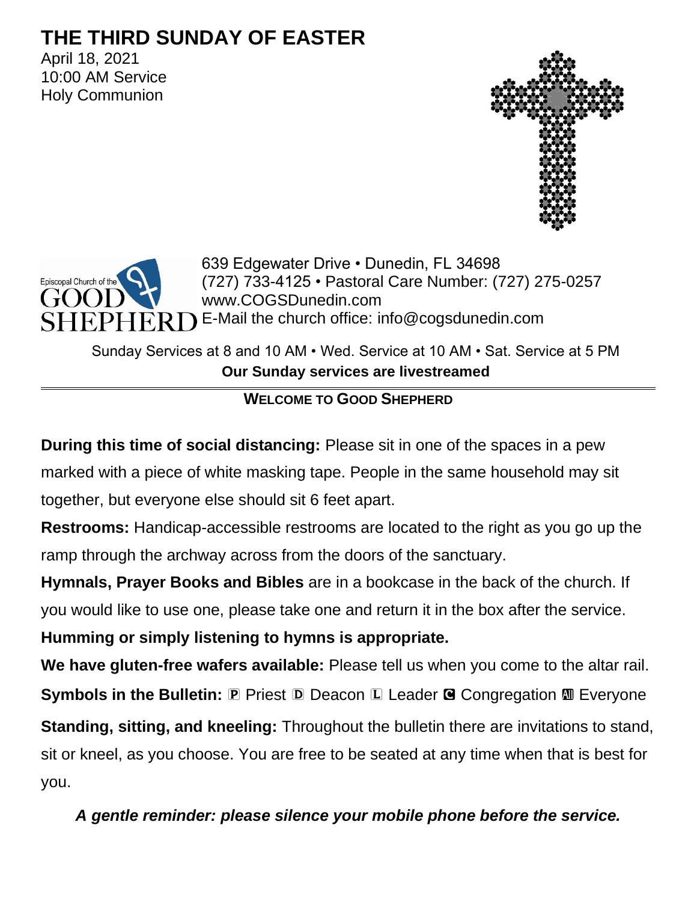# THE THIRD SUNDAY OF EASTER

April 18, 2021
10:00 AM Service
Holy Communion

Episcopal Church of the GOOD SHEPHERD

639 Edgewater Drive • Dunedin, FL 34698
(727) 733-4125 • Pastoral Care Number: (727) 275-0257
www.COGSDunedin.com
E-Mail the church office: info@cogsdunedin.com

Sunday Services at 8 and 10 AM • Wed. Service at 10 AM • Sat. Service at 5 PM
**Our Sunday services are livestreamed**

---

## WELCOME TO GOOD SHEPHERD

**During this time of social distancing:** Please sit in one of the spaces in a pew marked with a piece of white masking tape. People in the same household may sit together, but everyone else should sit 6 feet apart.

**Restrooms:** Handicap-accessible restrooms are located to the right as you go up the ramp through the archway across from the doors of the sanctuary.

**Hymnals, Prayer Books and Bibles** are in a bookcase in the back of the church. If you would like to use one, please take one and return it in the box after the service.

**Humming or simply listening to hymns is appropriate.**

**We have gluten-free wafers available:** Please tell us when you come to the altar rail.

**Symbols in the Bulletin:** 🄿 Priest 🄳 Deacon 🄻 Leader 🅲 Congregation 🅰 Everyone

**Standing, sitting, and kneeling:** Throughout the bulletin there are invitations to stand, sit or kneel, as you choose. You are free to be seated at any time when that is best for you.

***A gentle reminder: please silence your mobile phone before the service.***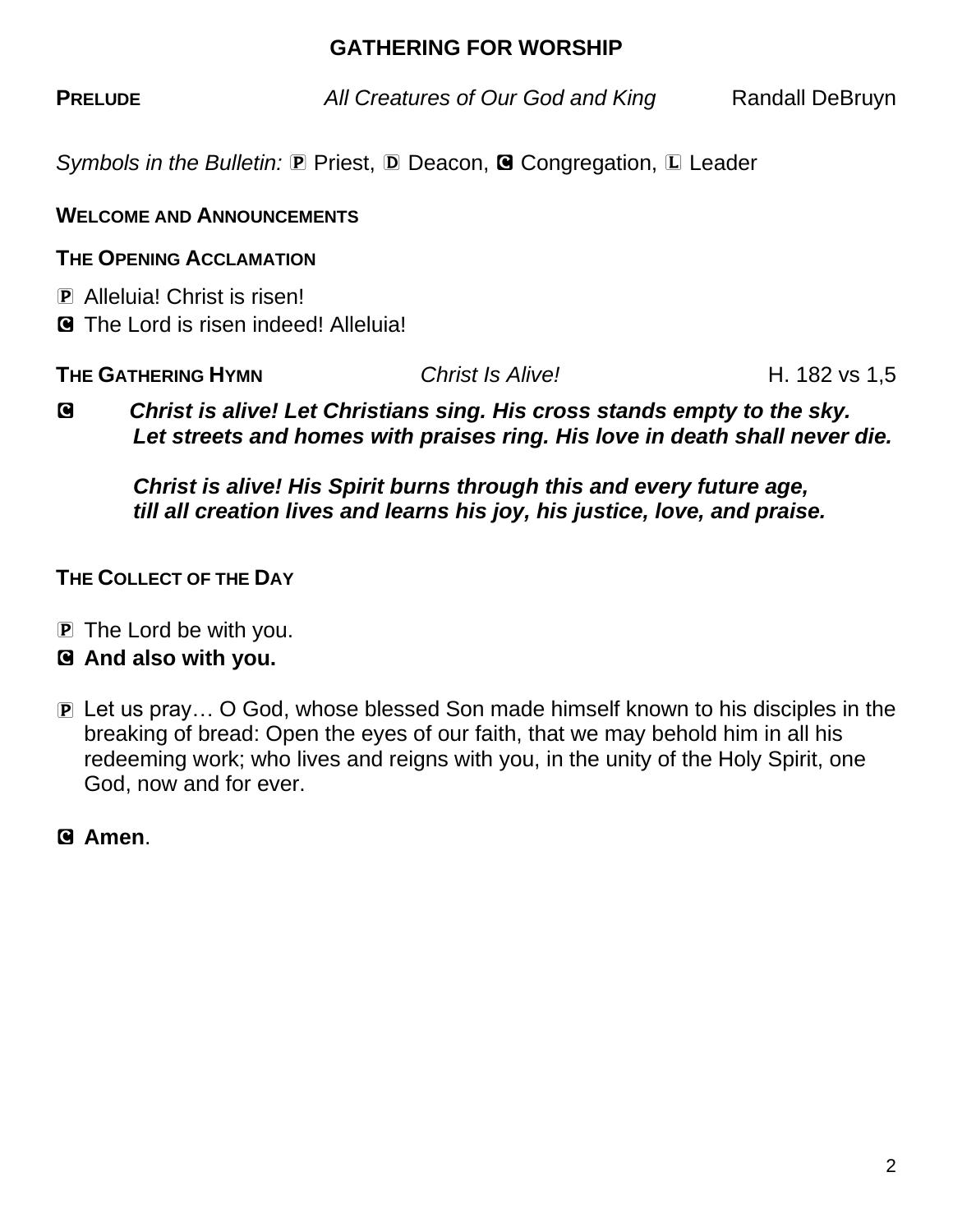## GATHERING FOR WORSHIP

**PRELUDE** *All Creatures of Our God and King* Randall DeBruyn

*Symbols in the Bulletin:* Ⓟ Priest, Ⓓ Deacon, Ⓒ Congregation, Ⓛ Leader

**WELCOME AND ANNOUNCEMENTS**

**THE OPENING ACCLAMATION**

Ⓟ Alleluia! Christ is risen!
Ⓒ The Lord is risen indeed! Alleluia!

**THE GATHERING HYMN** *Christ Is Alive!* H. 182 vs 1,5

Ⓒ ***Christ is alive! Let Christians sing. His cross stands empty to the sky.***
***Let streets and homes with praises ring. His love in death shall never die.***

***Christ is alive! His Spirit burns through this and every future age,***
***till all creation lives and learns his joy, his justice, love, and praise.***

**THE COLLECT OF THE DAY**

Ⓟ The Lord be with you.
Ⓒ **And also with you.**

Ⓟ Let us pray… O God, whose blessed Son made himself known to his disciples in the breaking of bread: Open the eyes of our faith, that we may behold him in all his redeeming work; who lives and reigns with you, in the unity of the Holy Spirit, one God, now and for ever.

Ⓒ **Amen**.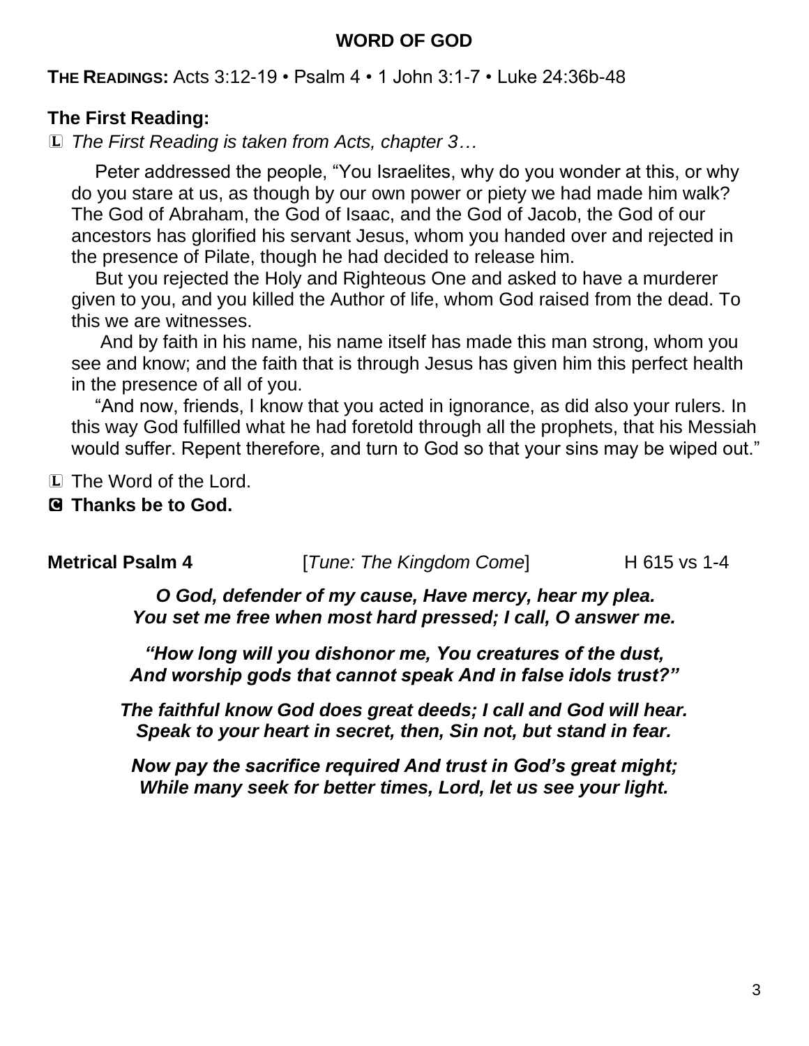## WORD OF GOD

**THE READINGS:** Acts 3:12-19 • Psalm 4 • 1 John 3:1-7 • Luke 24:36b-48

### The First Reading:

L *The First Reading is taken from Acts, chapter 3…*

Peter addressed the people, "You Israelites, why do you wonder at this, or why do you stare at us, as though by our own power or piety we had made him walk? The God of Abraham, the God of Isaac, and the God of Jacob, the God of our ancestors has glorified his servant Jesus, whom you handed over and rejected in the presence of Pilate, though he had decided to release him.

But you rejected the Holy and Righteous One and asked to have a murderer given to you, and you killed the Author of life, whom God raised from the dead. To this we are witnesses.

And by faith in his name, his name itself has made this man strong, whom you see and know; and the faith that is through Jesus has given him this perfect health in the presence of all of you.

"And now, friends, I know that you acted in ignorance, as did also your rulers. In this way God fulfilled what he had foretold through all the prophets, that his Messiah would suffer. Repent therefore, and turn to God so that your sins may be wiped out."

L The Word of the Lord.

**C Thanks be to God.**

**Metrical Psalm 4** [*Tune: The Kingdom Come*] H 615 vs 1-4

***O God, defender of my cause, Have mercy, hear my plea.***
***You set me free when most hard pressed; I call, O answer me.***

***"How long will you dishonor me, You creatures of the dust,***
***And worship gods that cannot speak And in false idols trust?"***

***The faithful know God does great deeds; I call and God will hear.***
***Speak to your heart in secret, then, Sin not, but stand in fear.***

***Now pay the sacrifice required And trust in God's great might;***
***While many seek for better times, Lord, let us see your light.***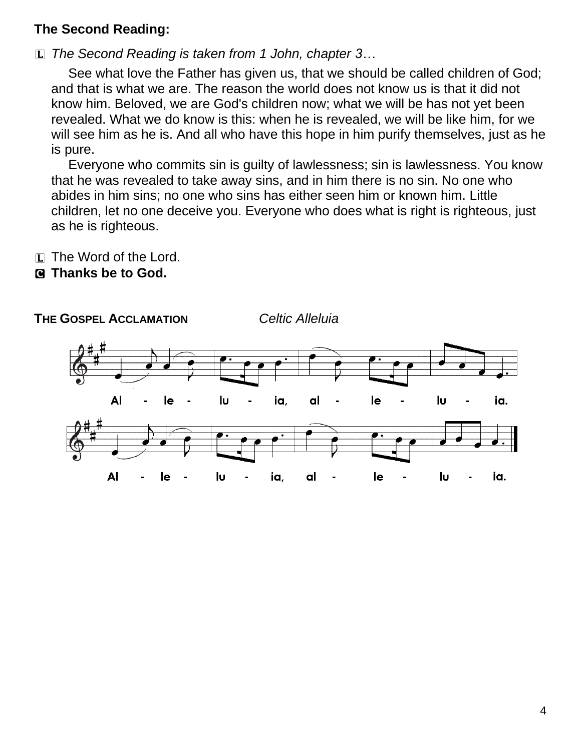**The Second Reading:**

Ⓛ *The Second Reading is taken from 1 John, chapter 3…*

See what love the Father has given us, that we should be called children of God; and that is what we are. The reason the world does not know us is that it did not know him. Beloved, we are God's children now; what we will be has not yet been revealed. What we do know is this: when he is revealed, we will be like him, for we will see him as he is. And all who have this hope in him purify themselves, just as he is pure.

Everyone who commits sin is guilty of lawlessness; sin is lawlessness. You know that he was revealed to take away sins, and in him there is no sin. No one who abides in him sins; no one who sins has either seen him or known him. Little children, let no one deceive you. Everyone who does what is right is righteous, just as he is righteous.

Ⓛ The Word of the Lord.
Ⓒ **Thanks be to God.**

**THE GOSPEL ACCLAMATION** *Celtic Alleluia*

Al - le - lu - ia, al - le - lu - ia.

Al - le - lu - ia, al - le - lu - ia.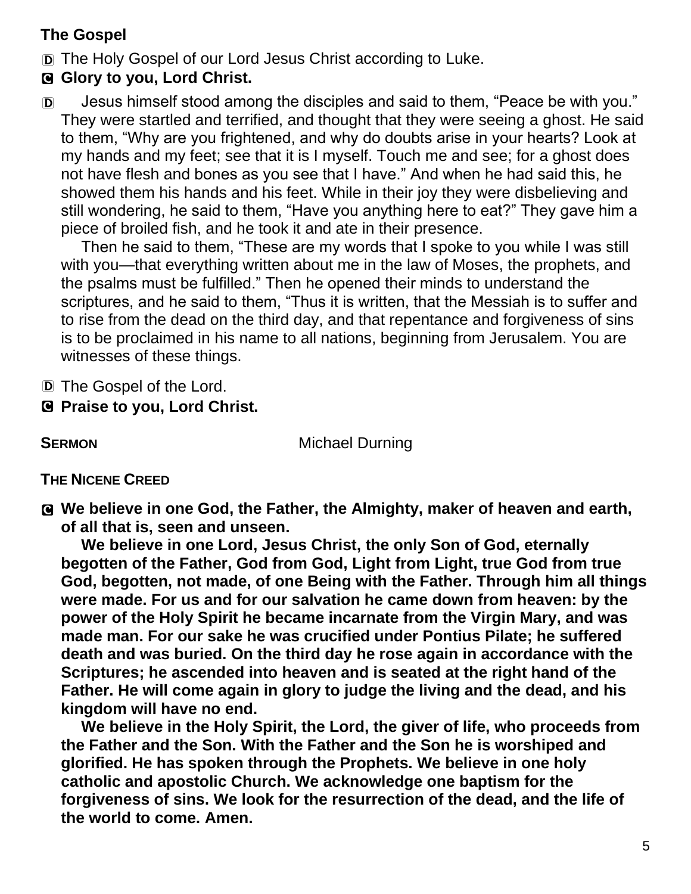## The Gospel

D The Holy Gospel of our Lord Jesus Christ according to Luke.

**C Glory to you, Lord Christ.**

D Jesus himself stood among the disciples and said to them, "Peace be with you." They were startled and terrified, and thought that they were seeing a ghost. He said to them, "Why are you frightened, and why do doubts arise in your hearts? Look at my hands and my feet; see that it is I myself. Touch me and see; for a ghost does not have flesh and bones as you see that I have." And when he had said this, he showed them his hands and his feet. While in their joy they were disbelieving and still wondering, he said to them, "Have you anything here to eat?" They gave him a piece of broiled fish, and he took it and ate in their presence.

Then he said to them, "These are my words that I spoke to you while I was still with you—that everything written about me in the law of Moses, the prophets, and the psalms must be fulfilled." Then he opened their minds to understand the scriptures, and he said to them, "Thus it is written, that the Messiah is to suffer and to rise from the dead on the third day, and that repentance and forgiveness of sins is to be proclaimed in his name to all nations, beginning from Jerusalem. You are witnesses of these things.

D The Gospel of the Lord.

**C Praise to you, Lord Christ.**

**SERMON** Michael Durning

**THE NICENE CREED**

**C We believe in one God, the Father, the Almighty, maker of heaven and earth, of all that is, seen and unseen.**

**We believe in one Lord, Jesus Christ, the only Son of God, eternally begotten of the Father, God from God, Light from Light, true God from true God, begotten, not made, of one Being with the Father. Through him all things were made. For us and for our salvation he came down from heaven: by the power of the Holy Spirit he became incarnate from the Virgin Mary, and was made man. For our sake he was crucified under Pontius Pilate; he suffered death and was buried. On the third day he rose again in accordance with the Scriptures; he ascended into heaven and is seated at the right hand of the Father. He will come again in glory to judge the living and the dead, and his kingdom will have no end.**

**We believe in the Holy Spirit, the Lord, the giver of life, who proceeds from the Father and the Son. With the Father and the Son he is worshiped and glorified. He has spoken through the Prophets. We believe in one holy catholic and apostolic Church. We acknowledge one baptism for the forgiveness of sins. We look for the resurrection of the dead, and the life of the world to come. Amen.**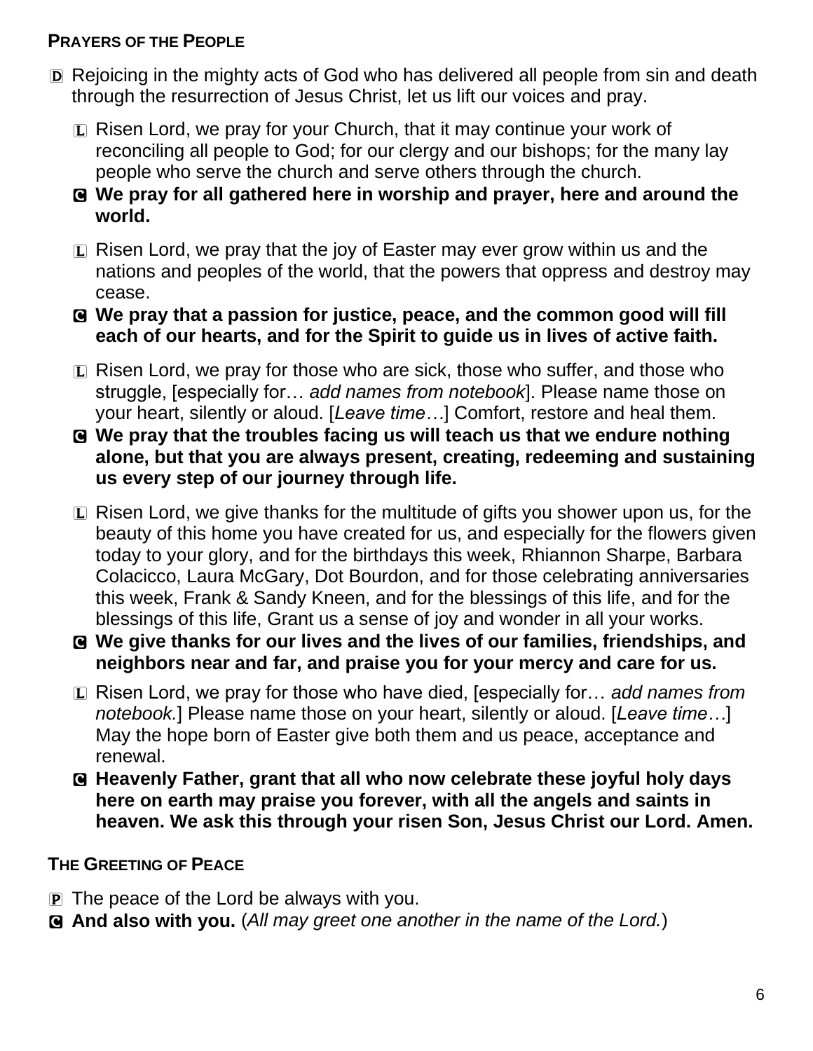**PRAYERS OF THE PEOPLE**

D Rejoicing in the mighty acts of God who has delivered all people from sin and death through the resurrection of Jesus Christ, let us lift our voices and pray.

L Risen Lord, we pray for your Church, that it may continue your work of reconciling all people to God; for our clergy and our bishops; for the many lay people who serve the church and serve others through the church.

C **We pray for all gathered here in worship and prayer, here and around the world.**

L Risen Lord, we pray that the joy of Easter may ever grow within us and the nations and peoples of the world, that the powers that oppress and destroy may cease.

C **We pray that a passion for justice, peace, and the common good will fill each of our hearts, and for the Spirit to guide us in lives of active faith.**

L Risen Lord, we pray for those who are sick, those who suffer, and those who struggle, [especially for… *add names from notebook*]. Please name those on your heart, silently or aloud. [*Leave time…*] Comfort, restore and heal them.

C **We pray that the troubles facing us will teach us that we endure nothing alone, but that you are always present, creating, redeeming and sustaining us every step of our journey through life.**

L Risen Lord, we give thanks for the multitude of gifts you shower upon us, for the beauty of this home you have created for us, and especially for the flowers given today to your glory, and for the birthdays this week, Rhiannon Sharpe, Barbara Colacicco, Laura McGary, Dot Bourdon, and for those celebrating anniversaries this week, Frank & Sandy Kneen, and for the blessings of this life, and for the blessings of this life, Grant us a sense of joy and wonder in all your works.

C **We give thanks for our lives and the lives of our families, friendships, and neighbors near and far, and praise you for your mercy and care for us.**

L Risen Lord, we pray for those who have died, [especially for… *add names from notebook.*] Please name those on your heart, silently or aloud. [*Leave time…*] May the hope born of Easter give both them and us peace, acceptance and renewal.

C **Heavenly Father, grant that all who now celebrate these joyful holy days here on earth may praise you forever, with all the angels and saints in heaven. We ask this through your risen Son, Jesus Christ our Lord. Amen.**

**THE GREETING OF PEACE**

P The peace of the Lord be always with you.

C **And also with you.** (*All may greet one another in the name of the Lord.*)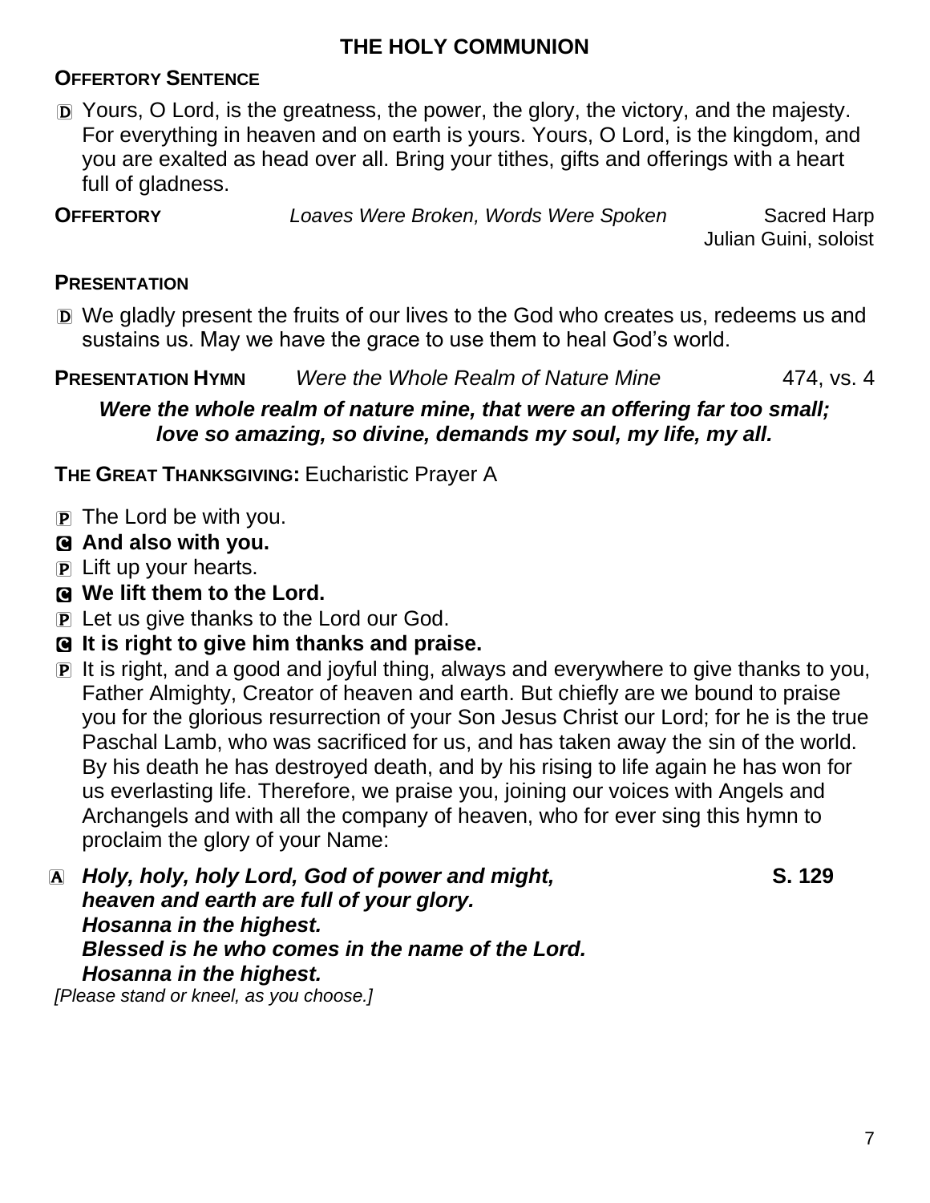## THE HOLY COMMUNION

**OFFERTORY SENTENCE**

D Yours, O Lord, is the greatness, the power, the glory, the victory, and the majesty. For everything in heaven and on earth is yours. Yours, O Lord, is the kingdom, and you are exalted as head over all. Bring your tithes, gifts and offerings with a heart full of gladness.

**OFFERTORY** *Loaves Were Broken, Words Were Spoken* Sacred Harp
Julian Guini, soloist

**PRESENTATION**

D We gladly present the fruits of our lives to the God who creates us, redeems us and sustains us. May we have the grace to use them to heal God's world.

**PRESENTATION HYMN** *Were the Whole Realm of Nature Mine* 474, vs. 4

***Were the whole realm of nature mine, that were an offering far too small; love so amazing, so divine, demands my soul, my life, my all.***

**THE GREAT THANKSGIVING:** Eucharistic Prayer A

P The Lord be with you.

**C And also with you.**

P Lift up your hearts.

**C We lift them to the Lord.**

P Let us give thanks to the Lord our God.

**C It is right to give him thanks and praise.**

P It is right, and a good and joyful thing, always and everywhere to give thanks to you, Father Almighty, Creator of heaven and earth. But chiefly are we bound to praise you for the glorious resurrection of your Son Jesus Christ our Lord; for he is the true Paschal Lamb, who was sacrificed for us, and has taken away the sin of the world. By his death he has destroyed death, and by his rising to life again he has won for us everlasting life. Therefore, we praise you, joining our voices with Angels and Archangels and with all the company of heaven, who for ever sing this hymn to proclaim the glory of your Name:

A ***Holy, holy, holy Lord, God of power and might,*** **S. 129**
***heaven and earth are full of your glory.***
***Hosanna in the highest.***
***Blessed is he who comes in the name of the Lord.***
***Hosanna in the highest.***

*[Please stand or kneel, as you choose.]*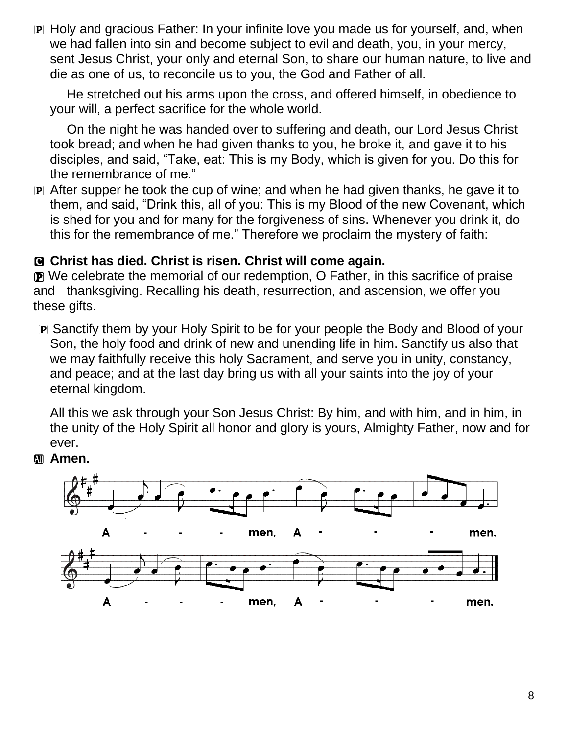Ⓟ Holy and gracious Father: In your infinite love you made us for yourself, and, when we had fallen into sin and become subject to evil and death, you, in your mercy, sent Jesus Christ, your only and eternal Son, to share our human nature, to live and die as one of us, to reconcile us to you, the God and Father of all.

He stretched out his arms upon the cross, and offered himself, in obedience to your will, a perfect sacrifice for the whole world.

On the night he was handed over to suffering and death, our Lord Jesus Christ took bread; and when he had given thanks to you, he broke it, and gave it to his disciples, and said, "Take, eat: This is my Body, which is given for you. Do this for the remembrance of me."

Ⓟ After supper he took the cup of wine; and when he had given thanks, he gave it to them, and said, "Drink this, all of you: This is my Blood of the new Covenant, which is shed for you and for many for the forgiveness of sins. Whenever you drink it, do this for the remembrance of me." Therefore we proclaim the mystery of faith:

**Ⓒ Christ has died. Christ is risen. Christ will come again.**

Ⓟ We celebrate the memorial of our redemption, O Father, in this sacrifice of praise and thanksgiving. Recalling his death, resurrection, and ascension, we offer you these gifts.

Ⓟ Sanctify them by your Holy Spirit to be for your people the Body and Blood of your Son, the holy food and drink of new and unending life in him. Sanctify us also that we may faithfully receive this holy Sacrament, and serve you in unity, constancy, and peace; and at the last day bring us with all your saints into the joy of your eternal kingdom.

All this we ask through your Son Jesus Christ: By him, and with him, and in him, in the unity of the Holy Spirit all honor and glory is yours, Almighty Father, now and for ever.

**All Amen.**

A - - - men, A - - - men.

A - - - men, A - - - men.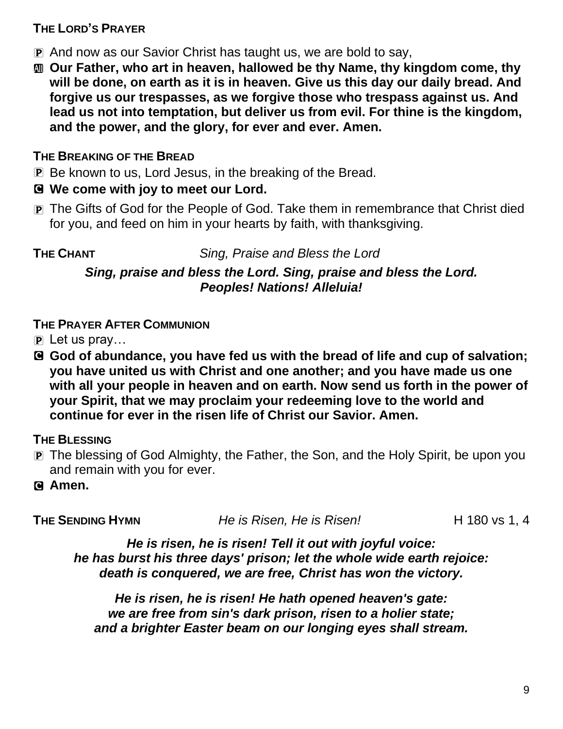**THE LORD'S PRAYER**

P And now as our Savior Christ has taught us, we are bold to say,

All **Our Father, who art in heaven, hallowed be thy Name, thy kingdom come, thy will be done, on earth as it is in heaven. Give us this day our daily bread. And forgive us our trespasses, as we forgive those who trespass against us. And lead us not into temptation, but deliver us from evil. For thine is the kingdom, and the power, and the glory, for ever and ever. Amen.**

**THE BREAKING OF THE BREAD**

P Be known to us, Lord Jesus, in the breaking of the Bread.

C **We come with joy to meet our Lord.**

P The Gifts of God for the People of God. Take them in remembrance that Christ died for you, and feed on him in your hearts by faith, with thanksgiving.

**THE CHANT** *Sing, Praise and Bless the Lord*

***Sing, praise and bless the Lord. Sing, praise and bless the Lord.***
***Peoples! Nations! Alleluia!***

**THE PRAYER AFTER COMMUNION**

P Let us pray…

C **God of abundance, you have fed us with the bread of life and cup of salvation; you have united us with Christ and one another; and you have made us one with all your people in heaven and on earth. Now send us forth in the power of your Spirit, that we may proclaim your redeeming love to the world and continue for ever in the risen life of Christ our Savior. Amen.**

**THE BLESSING**

P The blessing of God Almighty, the Father, the Son, and the Holy Spirit, be upon you and remain with you for ever.

C **Amen.**

**THE SENDING HYMN** *He is Risen, He is Risen!* H 180 vs 1, 4

***He is risen, he is risen! Tell it out with joyful voice:***
***he has burst his three days' prison; let the whole wide earth rejoice:***
***death is conquered, we are free, Christ has won the victory.***

***He is risen, he is risen! He hath opened heaven's gate:***
***we are free from sin's dark prison, risen to a holier state;***
***and a brighter Easter beam on our longing eyes shall stream.***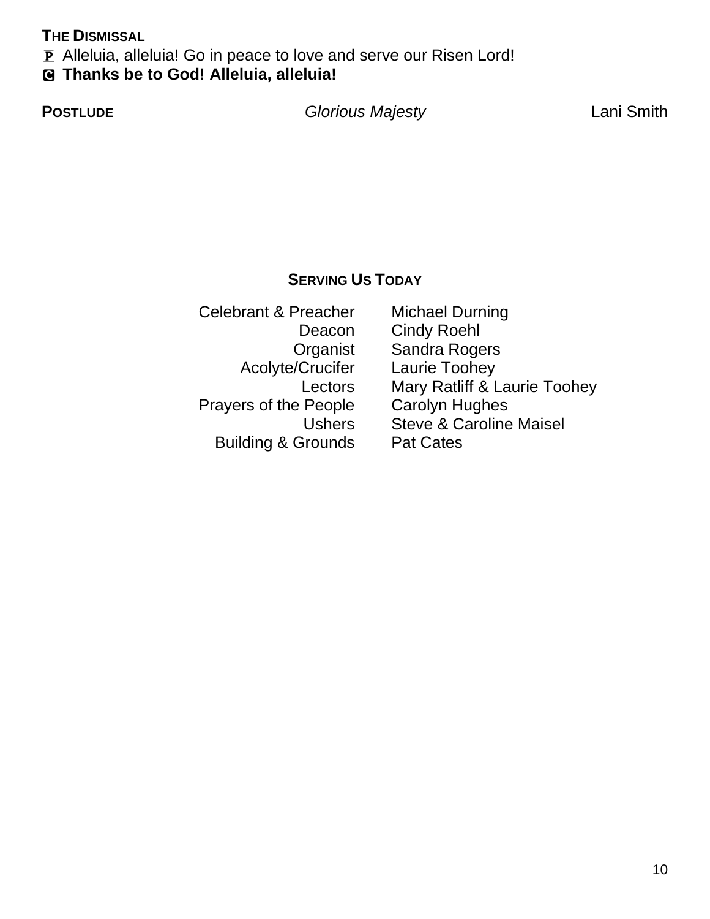**THE DISMISSAL**

P Alleluia, alleluia! Go in peace to love and serve our Risen Lord!

C **Thanks be to God! Alleluia, alleluia!**

**POSTLUDE** *Glorious Majesty* Lani Smith

**SERVING US TODAY**

| | |
|---|---|
| Celebrant & Preacher | Michael Durning |
| Deacon | Cindy Roehl |
| Organist | Sandra Rogers |
| Acolyte/Crucifer | Laurie Toohey |
| Lectors | Mary Ratliff & Laurie Toohey |
| Prayers of the People | Carolyn Hughes |
| Ushers | Steve & Caroline Maisel |
| Building & Grounds | Pat Cates |